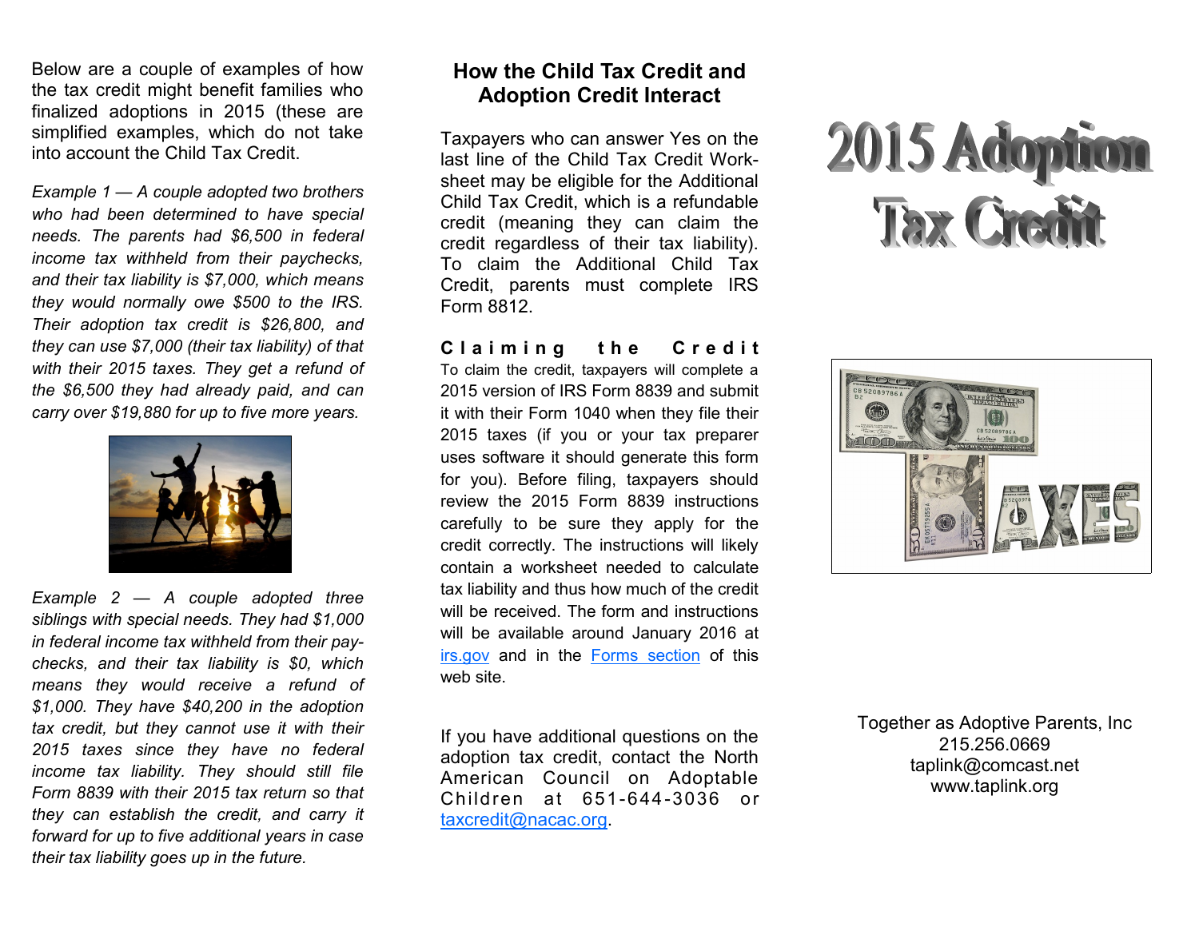Below are a couple of examples of how the tax credit might benefit families who finalized adoptions in 2015 (these are simplified examples, which do not take into account the Child Tax Credit.

*Example 1 — A couple adopted two brothers who had been determined to have special needs. The parents had $6,500 in federal income tax withheld from their paychecks, and their tax liability is $7,000, which means they would normally owe $500 to the IRS. Their adoption tax credit is $26,800, and they can use $7,000 (their tax liability) of that with their 2015 taxes. They get a refund of the $6,500 they had already paid, and can carry over $19,880 for up to five more years.*

*Example 2 — A couple adopted three siblings with special needs. They had $1,000 in federal income tax withheld from their paychecks, and their tax liability is $0, which means they would receive a refund of $1,000. They have $40,200 in the adoption tax credit, but they cannot use it with their 2015 taxes since they have no federal income tax liability. They should still file Form 8839 with their 2015 tax return so that they can establish the credit, and carry it forward for up to five additional years in case their tax liability goes up in the future.*

## How the Child Tax Credit and Adoption Credit Interact

Taxpayers who can answer Yes on the last line of the Child Tax Credit Worksheet may be eligible for the Additional Child Tax Credit, which is a refundable credit (meaning they can claim the credit regardless of their tax liability). To claim the Additional Child Tax Credit, parents must complete IRS Form 8812.

**Claiming the Credit**

To claim the credit, taxpayers will complete a 2015 version of IRS Form 8839 and submit it with their Form 1040 when they file their 2015 taxes (if you or your tax preparer uses software it should generate this form for you). Before filing, taxpayers should review the 2015 Form 8839 instructions carefully to be sure they apply for the credit correctly. The instructions will likely contain a worksheet needed to calculate tax liability and thus how much of the credit will be received. The form and instructions will be available around January 2016 at irs.gov and in the Forms section of this web site.

If you have additional questions on the adoption tax credit, contact the North American Council on Adoptable Children at 651-644-3036 or taxcredit@nacac.org.

# 2015 Adoption Tax Credit

Together as Adoptive Parents, Inc
215.256.0669
taplink@comcast.net
www.taplink.org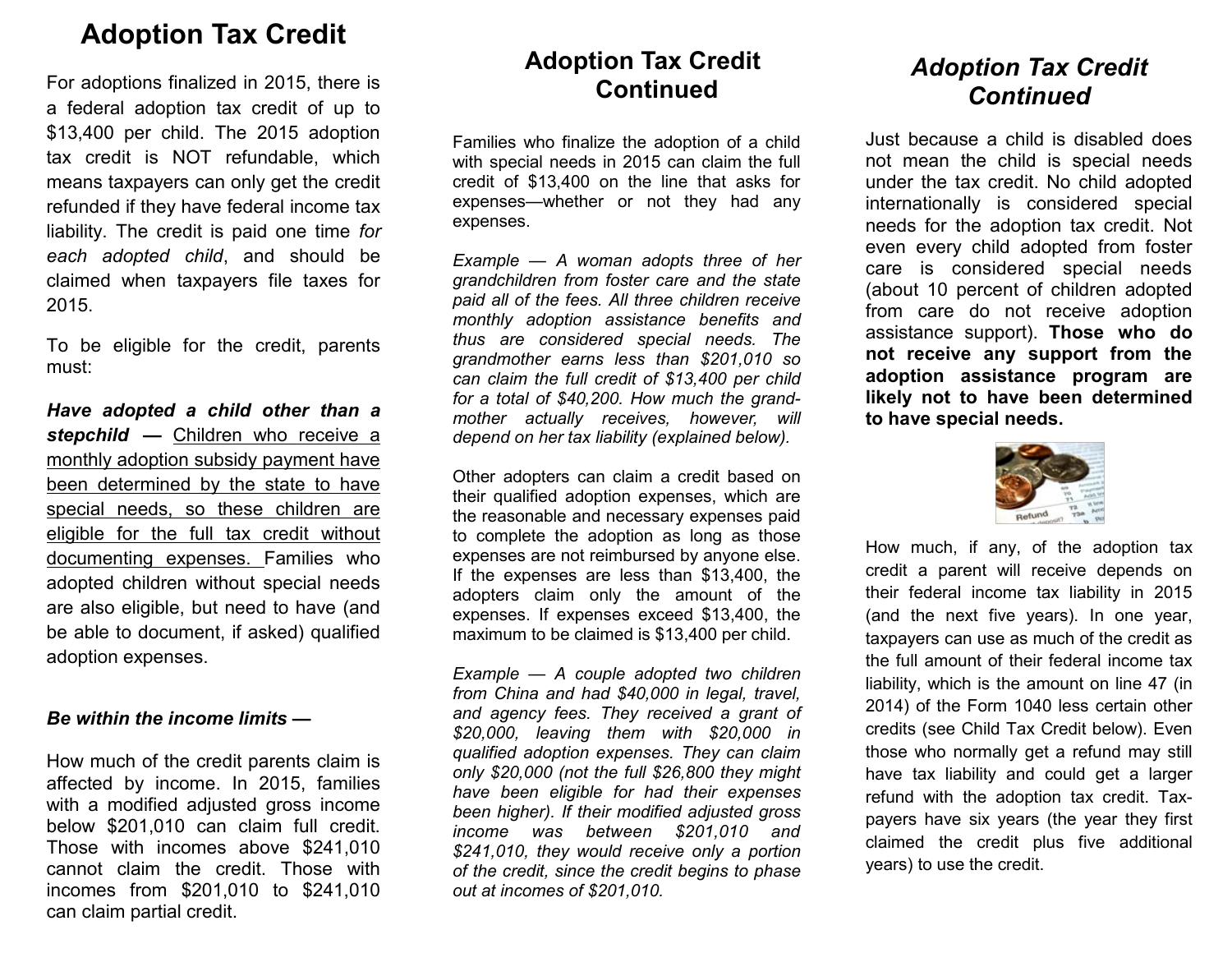# Adoption Tax Credit

For adoptions finalized in 2015, there is a federal adoption tax credit of up to $13,400 per child. The 2015 adoption tax credit is NOT refundable, which means taxpayers can only get the credit refunded if they have federal income tax liability. The credit is paid one time *for each adopted child*, and should be claimed when taxpayers file taxes for 2015.

To be eligible for the credit, parents must:

***Have adopted a child other than a stepchild —*** Children who receive a monthly adoption subsidy payment have been determined by the state to have special needs, so these children are eligible for the full tax credit without documenting expenses. Families who adopted children without special needs are also eligible, but need to have (and be able to document, if asked) qualified adoption expenses.

***Be within the income limits —***

How much of the credit parents claim is affected by income. In 2015, families with a modified adjusted gross income below $201,010 can claim full credit. Those with incomes above $241,010 cannot claim the credit. Those with incomes from $201,010 to $241,010 can claim partial credit.

## Adoption Tax Credit Continued

Families who finalize the adoption of a child with special needs in 2015 can claim the full credit of $13,400 on the line that asks for expenses—whether or not they had any expenses.

*Example — A woman adopts three of her grandchildren from foster care and the state paid all of the fees. All three children receive monthly adoption assistance benefits and thus are considered special needs. The grandmother earns less than $201,010 so can claim the full credit of $13,400 per child for a total of $40,200. How much the grandmother actually receives, however, will depend on her tax liability (explained below).*

Other adopters can claim a credit based on their qualified adoption expenses, which are the reasonable and necessary expenses paid to complete the adoption as long as those expenses are not reimbursed by anyone else. If the expenses are less than $13,400, the adopters claim only the amount of the expenses. If expenses exceed $13,400, the maximum to be claimed is $13,400 per child.

*Example — A couple adopted two children from China and had $40,000 in legal, travel, and agency fees. They received a grant of $20,000, leaving them with $20,000 in qualified adoption expenses. They can claim only $20,000 (not the full $26,800 they might have been eligible for had their expenses been higher). If their modified adjusted gross income was between $201,010 and $241,010, they would receive only a portion of the credit, since the credit begins to phase out at incomes of $201,010.*

## *Adoption Tax Credit Continued*

Just because a child is disabled does not mean the child is special needs under the tax credit. No child adopted internationally is considered special needs for the adoption tax credit. Not even every child adopted from foster care is considered special needs (about 10 percent of children adopted from care do not receive adoption assistance support). **Those who do not receive any support from the adoption assistance program are likely not to have been determined to have special needs.**

How much, if any, of the adoption tax credit a parent will receive depends on their federal income tax liability in 2015 (and the next five years). In one year, taxpayers can use as much of the credit as the full amount of their federal income tax liability, which is the amount on line 47 (in 2014) of the Form 1040 less certain other credits (see Child Tax Credit below). Even those who normally get a refund may still have tax liability and could get a larger refund with the adoption tax credit. Taxpayers have six years (the year they first claimed the credit plus five additional years) to use the credit.